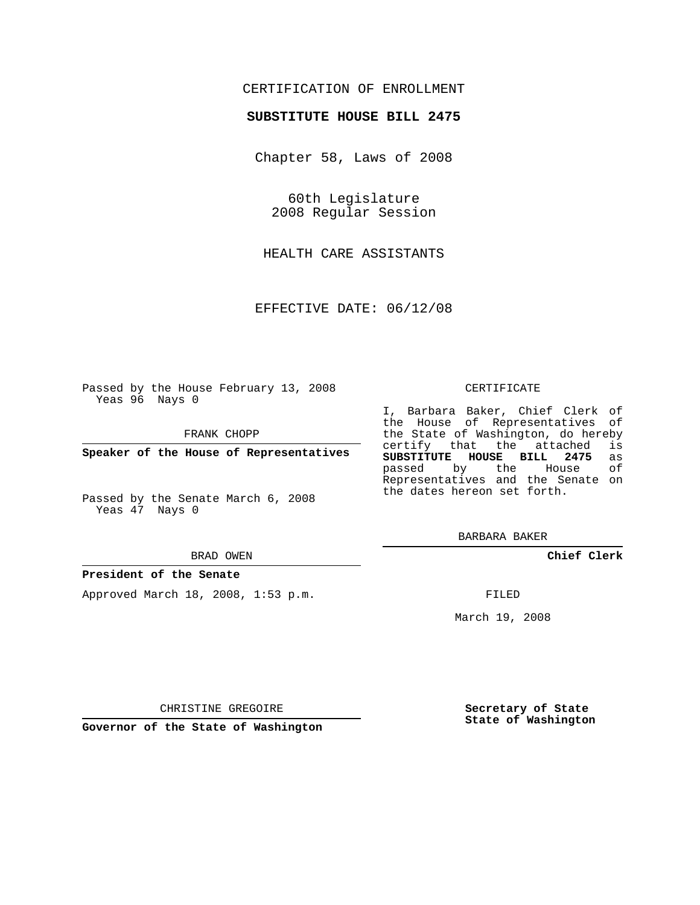CERTIFICATION OF ENROLLMENT

**SUBSTITUTE HOUSE BILL 2475**

Chapter 58, Laws of 2008

60th Legislature
2008 Regular Session

HEALTH CARE ASSISTANTS

EFFECTIVE DATE: 06/12/08

Passed by the House February 13, 2008
Yeas 96 Nays 0

FRANK CHOPP

**Speaker of the House of Representatives**

Passed by the Senate March 6, 2008
Yeas 47 Nays 0

BRAD OWEN

**President of the Senate**

Approved March 18, 2008, 1:53 p.m.

CHRISTINE GREGOIRE

**Governor of the State of Washington**

CERTIFICATE

I, Barbara Baker, Chief Clerk of the House of Representatives of the State of Washington, do hereby certify that the attached is **SUBSTITUTE HOUSE BILL 2475** as passed by the House of Representatives and the Senate on the dates hereon set forth.

BARBARA BAKER

**Chief Clerk**

FILED

March 19, 2008

**Secretary of State**
**State of Washington**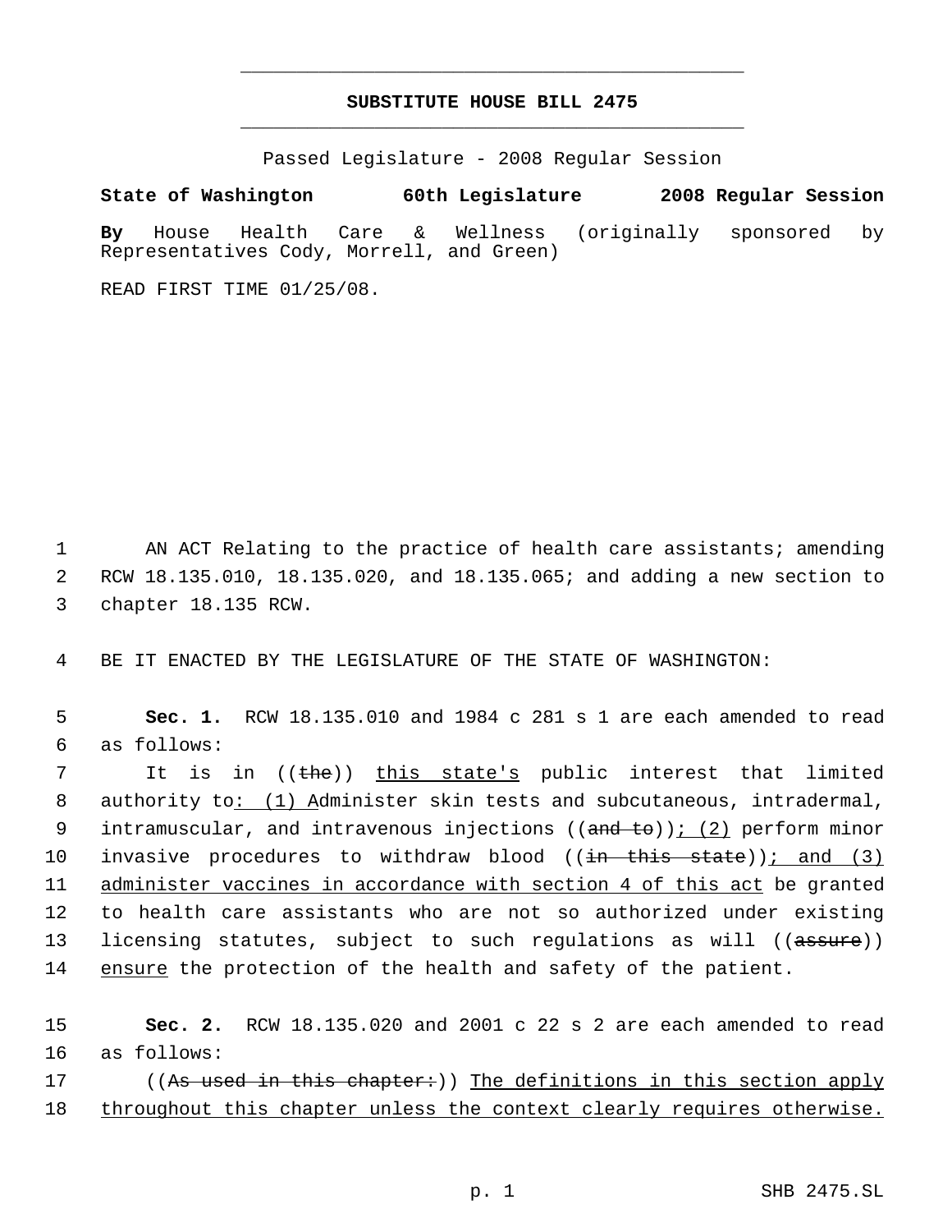# SUBSTITUTE HOUSE BILL 2475

Passed Legislature - 2008 Regular Session

**State of Washington 60th Legislature 2008 Regular Session**

**By** House Health Care & Wellness (originally sponsored by Representatives Cody, Morrell, and Green)

READ FIRST TIME 01/25/08.

AN ACT Relating to the practice of health care assistants; amending RCW 18.135.010, 18.135.020, and 18.135.065; and adding a new section to chapter 18.135 RCW.

BE IT ENACTED BY THE LEGISLATURE OF THE STATE OF WASHINGTON:

**Sec. 1.** RCW 18.135.010 and 1984 c 281 s 1 are each amended to read as follows:

It is in ((~~the~~)) this state's public interest that limited authority to: (1) Administer skin tests and subcutaneous, intradermal, intramuscular, and intravenous injections ((~~and to~~)); (2) perform minor invasive procedures to withdraw blood ((~~in this state~~)); and (3) administer vaccines in accordance with section 4 of this act be granted to health care assistants who are not so authorized under existing licensing statutes, subject to such regulations as will ((~~assure~~)) ensure the protection of the health and safety of the patient.

**Sec. 2.** RCW 18.135.020 and 2001 c 22 s 2 are each amended to read as follows:

((~~As used in this chapter:~~)) The definitions in this section apply throughout this chapter unless the context clearly requires otherwise.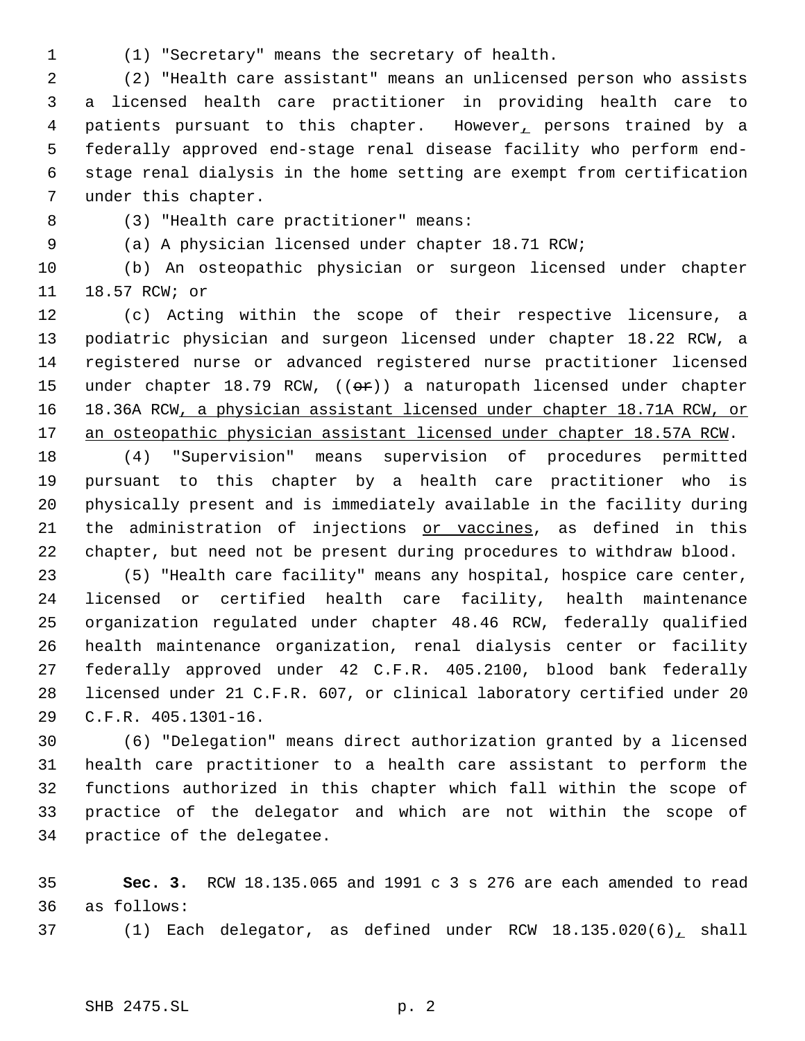(1) "Secretary" means the secretary of health.

(2) "Health care assistant" means an unlicensed person who assists a licensed health care practitioner in providing health care to patients pursuant to this chapter. However, persons trained by a federally approved end-stage renal disease facility who perform end-stage renal dialysis in the home setting are exempt from certification under this chapter.

(3) "Health care practitioner" means:

(a) A physician licensed under chapter 18.71 RCW;

(b) An osteopathic physician or surgeon licensed under chapter 18.57 RCW; or

(c) Acting within the scope of their respective licensure, a podiatric physician and surgeon licensed under chapter 18.22 RCW, a registered nurse or advanced registered nurse practitioner licensed under chapter 18.79 RCW, ((~~or~~)) a naturopath licensed under chapter 18.36A RCW, a physician assistant licensed under chapter 18.71A RCW, or an osteopathic physician assistant licensed under chapter 18.57A RCW.

(4) "Supervision" means supervision of procedures permitted pursuant to this chapter by a health care practitioner who is physically present and is immediately available in the facility during the administration of injections or vaccines, as defined in this chapter, but need not be present during procedures to withdraw blood.

(5) "Health care facility" means any hospital, hospice care center, licensed or certified health care facility, health maintenance organization regulated under chapter 48.46 RCW, federally qualified health maintenance organization, renal dialysis center or facility federally approved under 42 C.F.R. 405.2100, blood bank federally licensed under 21 C.F.R. 607, or clinical laboratory certified under 20 C.F.R. 405.1301-16.

(6) "Delegation" means direct authorization granted by a licensed health care practitioner to a health care assistant to perform the functions authorized in this chapter which fall within the scope of practice of the delegator and which are not within the scope of practice of the delegatee.

**Sec. 3.** RCW 18.135.065 and 1991 c 3 s 276 are each amended to read as follows:

(1) Each delegator, as defined under RCW 18.135.020(6), shall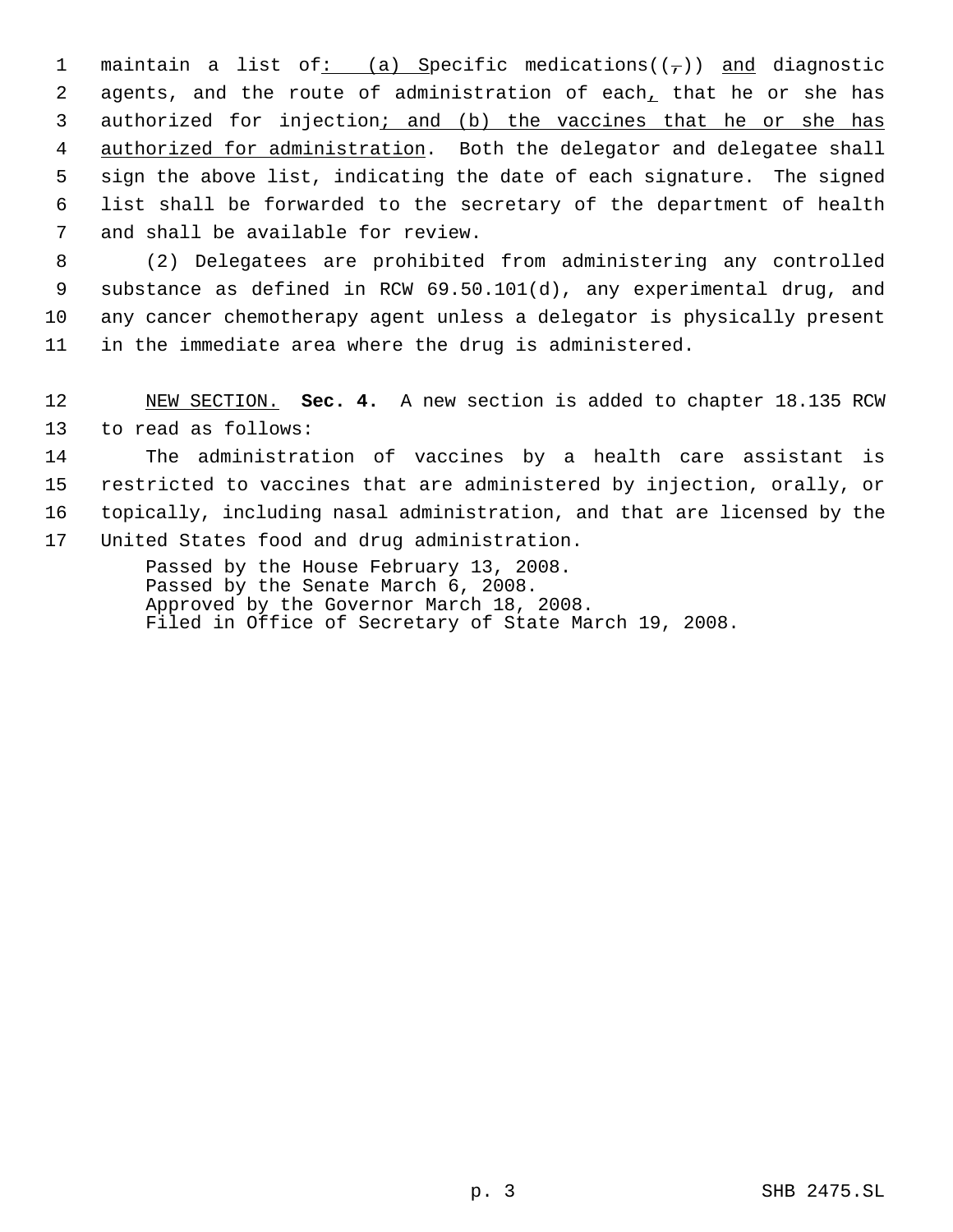maintain a list of: (a) Specific medications((,)) and diagnostic agents, and the route of administration of each, that he or she has authorized for injection; and (b) the vaccines that he or she has authorized for administration. Both the delegator and delegatee shall sign the above list, indicating the date of each signature. The signed list shall be forwarded to the secretary of the department of health and shall be available for review.

(2) Delegatees are prohibited from administering any controlled substance as defined in RCW 69.50.101(d), any experimental drug, and any cancer chemotherapy agent unless a delegator is physically present in the immediate area where the drug is administered.

NEW SECTION. **Sec. 4.** A new section is added to chapter 18.135 RCW to read as follows:

The administration of vaccines by a health care assistant is restricted to vaccines that are administered by injection, orally, or topically, including nasal administration, and that are licensed by the United States food and drug administration.

Passed by the House February 13, 2008.
Passed by the Senate March 6, 2008.
Approved by the Governor March 18, 2008.
Filed in Office of Secretary of State March 19, 2008.